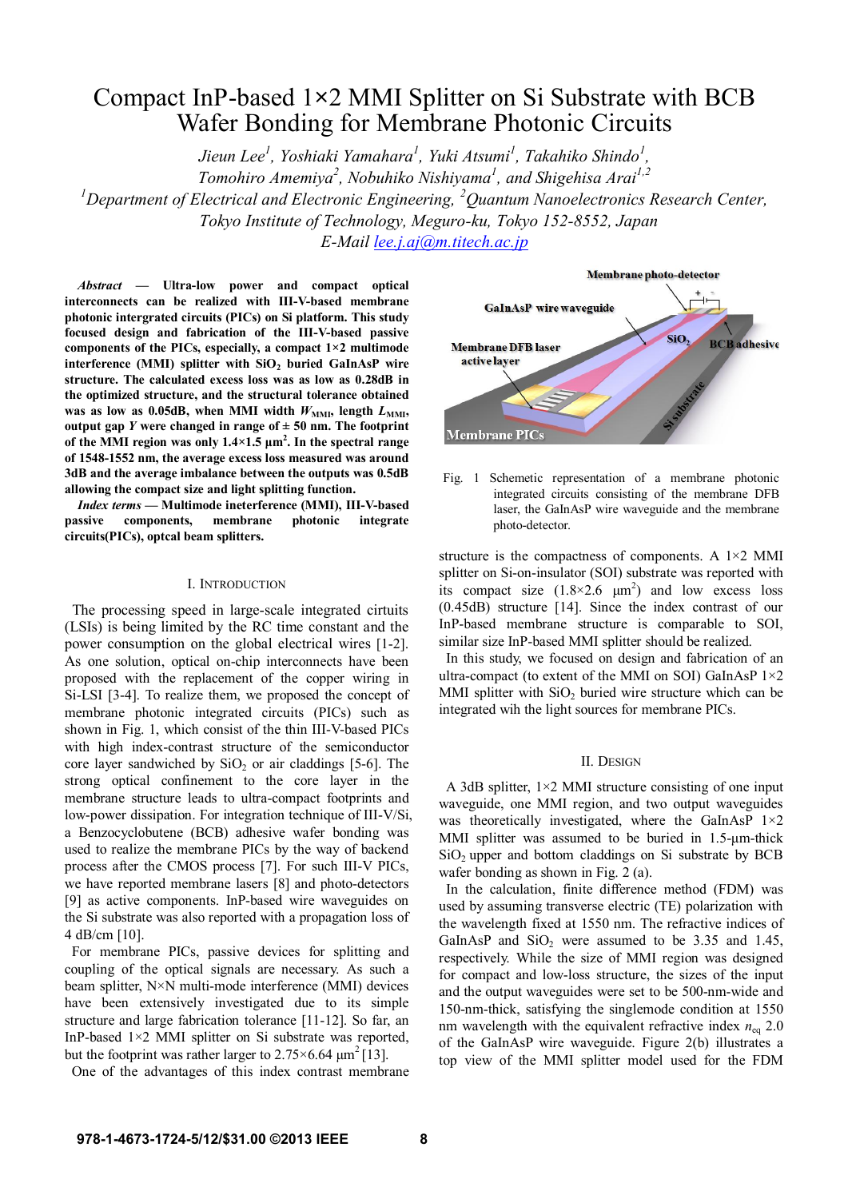# Compact InP-based 1×2 MMI Splitter on Si Substrate with BCB Wafer Bonding for Membrane Photonic Circuits

*Jieun Lee[1], Yoshiaki Yamahara[1], Yuki Atsumi[1], Takahiko Shindo[1], Tomohiro Amemiya[2], Nobuhiko Nishiyama[1], and Shigehisa Arai[1,2]*

*[1]Department of Electrical and Electronic Engineering, [2]Quantum Nanoelectronics Research Center, Tokyo Institute of Technology, Meguro-ku, Tokyo 152-8552, Japan*

*E-Mail lee.j.aj@m.titech.ac.jp*

***Abstract* — Ultra-low power and compact optical interconnects can be realized with III-V-based membrane photonic intergrated circuits (PICs) on Si platform. This study focused design and fabrication of the III-V-based passive components of the PICs, especially, a compact 1×2 multimode interference (MMI) splitter with $SiO_2$ buried GaInAsP wire structure. The calculated excess loss was as low as 0.28dB in the optimized structure, and the structural tolerance obtained was as low as 0.05dB, when MMI width $W_{MMI}$, length $L_{MMI}$, output gap $Y$ were changed in range of ± 50 nm. The footprint of the MMI region was only 1.4×1.5 µm$^2$. In the spectral range of 1548-1552 nm, the average excess loss measured was around 3dB and the average imbalance between the outputs was 0.5dB allowing the compact size and light splitting function.**

***Index terms* — Multimode ineterference (MMI), III-V-based passive components, membrane photonic integrate circuits(PICs), optcal beam splitters.**

## I. Introduction

The processing speed in large-scale integrated cirtuits (LSIs) is being limited by the RC time constant and the power consumption on the global electrical wires [1-2]. As one solution, optical on-chip interconnects have been proposed with the replacement of the copper wiring in Si-LSI [3-4]. To realize them, we proposed the concept of membrane photonic integrated circuits (PICs) such as shown in Fig. 1, which consist of the thin III-V-based PICs with high index-contrast structure of the semiconductor core layer sandwiched by $SiO_2$ or air claddings [5-6]. The strong optical confinement to the core layer in the membrane structure leads to ultra-compact footprints and low-power dissipation. For integration technique of III-V/Si, a Benzocyclobutene (BCB) adhesive wafer bonding was used to realize the membrane PICs by the way of backend process after the CMOS process [7]. For such III-V PICs, we have reported membrane lasers [8] and photo-detectors [9] as active components. InP-based wire waveguides on the Si substrate was also reported with a propagation loss of 4 dB/cm [10].

For membrane PICs, passive devices for splitting and coupling of the optical signals are necessary. As such a beam splitter, N×N multi-mode interference (MMI) devices have been extensively investigated due to its simple structure and large fabrication tolerance [11-12]. So far, an InP-based 1×2 MMI splitter on Si substrate was reported, but the footprint was rather larger to 2.75×6.64 µm$^2$ [13].

One of the advantages of this index contrast membrane structure is the compactness of components. A 1×2 MMI splitter on Si-on-insulator (SOI) substrate was reported with its compact size (1.8×2.6 µm$^2$) and low excess loss (0.45dB) structure [14]. Since the index contrast of our InP-based membrane structure is comparable to SOI, similar size InP-based MMI splitter should be realized.

Membrane photo-detector

GaInAsP wire waveguide

$SiO_2$

BCB adhesive

Membrane DFB laser active layer

Si substrate

Membrane PICs

Fig. 1 Schematic representation of a membrane photonic integrated circuits consisting of the membrane DFB laser, the GaInAsP wire waveguide and the membrane photo-detector.

In this study, we focused on design and fabrication of an ultra-compact (to extent of the MMI on SOI) GaInAsP 1×2 MMI splitter with $SiO_2$ buried wire structure which can be integrated wih the light sources for membrane PICs.

## II. Design

A 3dB splitter, 1×2 MMI structure consisting of one input waveguide, one MMI region, and two output waveguides was theoretically investigated, where the GaInAsP 1×2 MMI splitter was assumed to be buried in 1.5-µm-thick $SiO_2$ upper and bottom claddings on Si substrate by BCB wafer bonding as shown in Fig. 2 (a).

In the calculation, finite difference method (FDM) was used by assuming transverse electric (TE) polarization with the wavelength fixed at 1550 nm. The refractive indices of GaInAsP and $SiO_2$ were assumed to be 3.35 and 1.45, respectively. While the size of MMI region was designed for compact and low-loss structure, the sizes of the input and the output waveguides were set to be 500-nm-wide and 150-nm-thick, satisfying the singlemode condition at 1550 nm wavelength with the equivalent refractive index $n_{eq}$ 2.0 of the GaInAsP wire waveguide. Figure 2(b) illustrates a top view of the MMI splitter model used for the FDM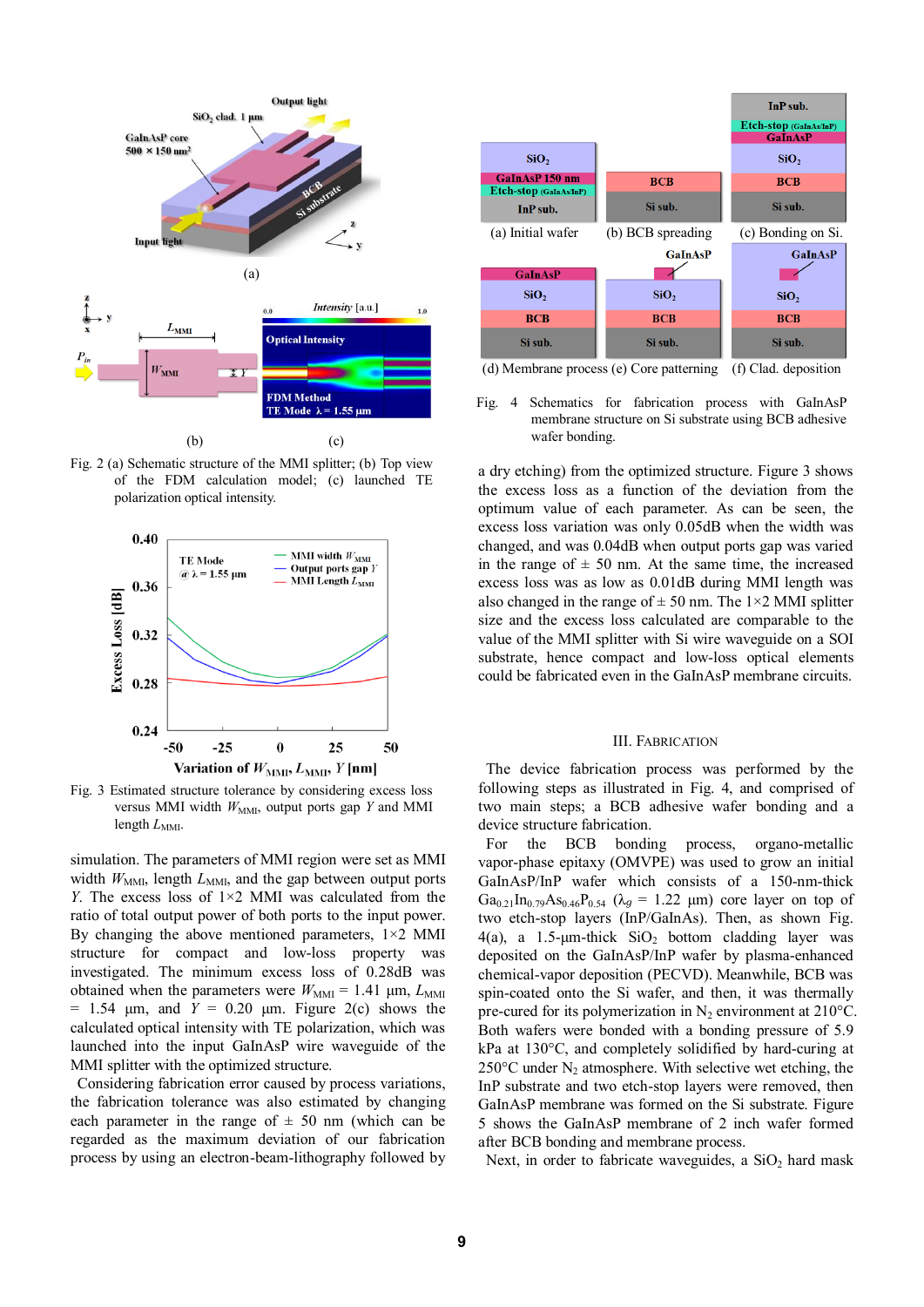Fig. 2 (a) Schematic structure of the MMI splitter; (b) Top view of the FDM calculation model; (c) launched TE polarization optical intensity.

Fig. 3 Estimated structure tolerance by considering excess loss versus MMI width $W_{MMI}$, output ports gap $Y$ and MMI length $L_{MMI}$.

simulation. The parameters of MMI region were set as MMI width $W_{MMI}$, length $L_{MMI}$, and the gap between output ports $Y$. The excess loss of 1×2 MMI was calculated from the ratio of total output power of both ports to the input power. By changing the above mentioned parameters, 1×2 MMI structure for compact and low-loss property was investigated. The minimum excess loss of 0.28dB was obtained when the parameters were $W_{MMI}$ = 1.41 μm, $L_{MMI}$ = 1.54 μm, and $Y$ = 0.20 μm. Figure 2(c) shows the calculated optical intensity with TE polarization, which was launched into the input GaInAsP wire waveguide of the MMI splitter with the optimized structure.

Considering fabrication error caused by process variations, the fabrication tolerance was also estimated by changing each parameter in the range of ± 50 nm (which can be regarded as the maximum deviation of our fabrication process by using an electron-beam-lithography followed by a dry etching) from the optimized structure. Figure 3 shows the excess loss as a function of the deviation from the optimum value of each parameter. As can be seen, the excess loss variation was only 0.05dB when the width was changed, and was 0.04dB when output ports gap was varied in the range of ± 50 nm. At the same time, the increased excess loss was as low as 0.01dB during MMI length was also changed in the range of ± 50 nm. The 1×2 MMI splitter size and the excess loss calculated are comparable to the value of the MMI splitter with Si wire waveguide on a SOI substrate, hence compact and low-loss optical elements could be fabricated even in the GaInAsP membrane circuits.

Fig. 4 Schematics for fabrication process with GaInAsP membrane structure on Si substrate using BCB adhesive wafer bonding.

## III. Fabrication

The device fabrication process was performed by the following steps as illustrated in Fig. 4, and comprised of two main steps; a BCB adhesive wafer bonding and a device structure fabrication.

For the BCB bonding process, organo-metallic vapor-phase epitaxy (OMVPE) was used to grow an initial GaInAsP/InP wafer which consists of a 150-nm-thick $Ga_{0.21}In_{0.79}As_{0.46}P_{0.54}$ ($\lambda_g$ = 1.22 μm) core layer on top of two etch-stop layers (InP/GaInAs). Then, as shown Fig. 4(a), a 1.5-μm-thick $SiO_2$ bottom cladding layer was deposited on the GaInAsP/InP wafer by plasma-enhanced chemical-vapor deposition (PECVD). Meanwhile, BCB was spin-coated onto the Si wafer, and then, it was thermally pre-cured for its polymerization in $N_2$ environment at 210°C. Both wafers were bonded with a bonding pressure of 5.9 kPa at 130°C, and completely solidified by hard-curing at 250°C under $N_2$ atmosphere. With selective wet etching, the InP substrate and two etch-stop layers were removed, then GaInAsP membrane was formed on the Si substrate. Figure 5 shows the GaInAsP membrane of 2 inch wafer formed after BCB bonding and membrane process.

Next, in order to fabricate waveguides, a $SiO_2$ hard mask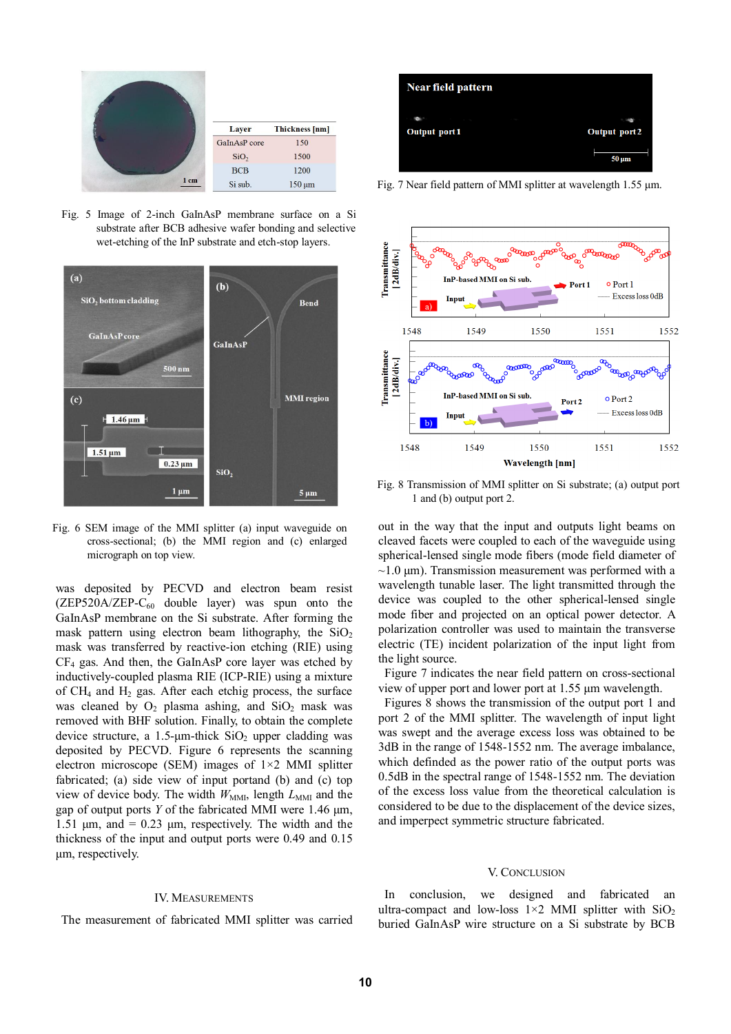| Layer | Thickness [nm] |
|---|---|
| GaInAsP core | 150 |
| $SiO_2$ | 1500 |
| BCB | 1200 |
| Si sub. | 150 μm |

Fig. 5 Image of 2-inch GaInAsP membrane surface on a Si substrate after BCB adhesive wafer bonding and selective wet-etching of the InP substrate and etch-stop layers.

Fig. 6 SEM image of the MMI splitter (a) input waveguide on cross-sectional; (b) the MMI region and (c) enlarged micrograph on top view.

was deposited by PECVD and electron beam resist (ZEP520A/ZEP-$C_{60}$ double layer) was spun onto the GaInAsP membrane on the Si substrate. After forming the mask pattern using electron beam lithography, the $SiO_2$ mask was transferred by reactive-ion etching (RIE) using $CF_4$ gas. And then, the GaInAsP core layer was etched by inductively-coupled plasma RIE (ICP-RIE) using a mixture of $CH_4$ and $H_2$ gas. After each etchig process, the surface was cleaned by $O_2$ plasma ashing, and $SiO_2$ mask was removed with BHF solution. Finally, to obtain the complete device structure, a 1.5-μm-thick $SiO_2$ upper cladding was deposited by PECVD. Figure 6 represents the scanning electron microscope (SEM) images of 1×2 MMI splitter fabricated; (a) side view of input portand (b) and (c) top view of device body. The width $W_{MMI}$, length $L_{MMI}$ and the gap of output ports $Y$ of the fabricated MMI were 1.46 μm, 1.51 μm, and = 0.23 μm, respectively. The width and the thickness of the input and output ports were 0.49 and 0.15 μm, respectively.

## IV. Measurements

The measurement of fabricated MMI splitter was carried out in the way that the input and outputs light beams on cleaved facets were coupled to each of the waveguide using spherical-lensed single mode fibers (mode field diameter of ~1.0 μm). Transmission measurement was performed with a wavelength tunable laser. The light transmitted through the device was coupled to the other spherical-lensed single mode fiber and projected on an optical power detector. A polarization controller was used to maintain the transverse electric (TE) incident polarization of the input light from the light source.

Figure 7 indicates the near field pattern on cross-sectional view of upper port and lower port at 1.55 μm wavelength.

Fig. 7 Near field pattern of MMI splitter at wavelength 1.55 μm.

Fig. 8 Transmission of MMI splitter on Si substrate; (a) output port 1 and (b) output port 2.

Figures 8 shows the transmission of the output port 1 and port 2 of the MMI splitter. The wavelength of input light was swept and the average excess loss was obtained to be 3dB in the range of 1548-1552 nm. The average imbalance, which definded as the power ratio of the output ports was 0.5dB in the spectral range of 1548-1552 nm. The deviation of the excess loss value from the theoretical calculation is considered to be due to the displacement of the device sizes, and imperpect symmetric structure fabricated.

## V. Conclusion

In conclusion, we designed and fabricated an ultra-compact and low-loss 1×2 MMI splitter with $SiO_2$ buried GaInAsP wire structure on a Si substrate by BCB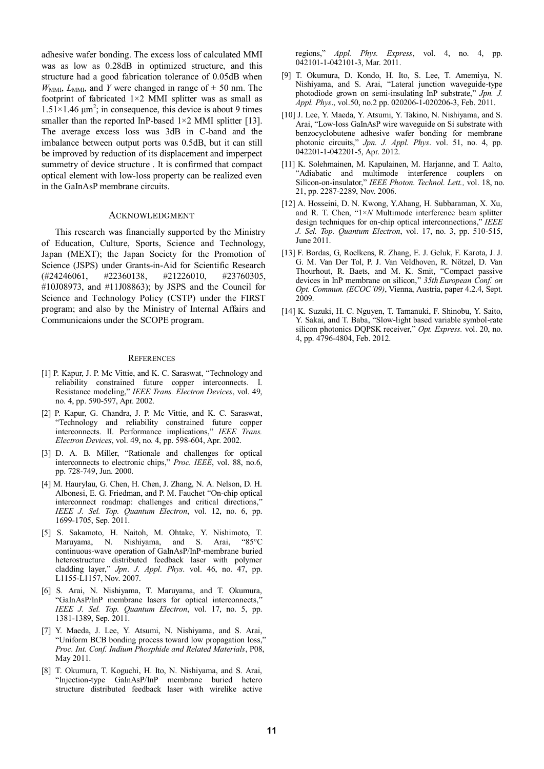adhesive wafer bonding. The excess loss of calculated MMI was as low as 0.28dB in optimized structure, and this structure had a good fabrication tolerance of 0.05dB when $W_{\mathrm{MMI}}$, $L_{\mathrm{MMI}}$, and $Y$ were changed in range of ± 50 nm. The footprint of fabricated 1×2 MMI splitter was as small as $1.51 \times 1.46\ \mu m^2$; in consequence, this device is about 9 times smaller than the reported InP-based 1×2 MMI splitter [13]. The average excess loss was 3dB in C-band and the imbalance between output ports was 0.5dB, but it can still be improved by reduction of its displacement and imperpect summetry of device structure . It is confirmed that compact optical element with low-loss property can be realized even in the GaInAsP membrane circuits.

## ACKNOWLEDGMENT

This research was financially supported by the Ministry of Education, Culture, Sports, Science and Technology, Japan (MEXT); the Japan Society for the Promotion of Science (JSPS) under Grants-in-Aid for Scientific Research (#24246061, #22360138, #21226010, #23760305, #10J08973, and #11J08863); by JSPS and the Council for Science and Technology Policy (CSTP) under the FIRST program; and also by the Ministry of Internal Affairs and Communicaions under the SCOPE program.

## REFERENCES

[1] P. Kapur, J. P. Mc Vittie, and K. C. Saraswat, "Technology and reliability constrained future copper interconnects. I. Resistance modeling," *IEEE Trans. Electron Devices*, vol. 49, no. 4, pp. 590-597, Apr. 2002.

[2] P. Kapur, G. Chandra, J. P. Mc Vittie, and K. C. Saraswat, "Technology and reliability constrained future copper interconnects. II. Performance implications," *IEEE Trans. Electron Devices*, vol. 49, no. 4, pp. 598-604, Apr. 2002.

[3] D. A. B. Miller, "Rationale and challenges for optical interconnects to electronic chips," *Proc. IEEE*, vol. 88, no.6, pp. 728-749, Jun. 2000.

[4] M. Haurylau, G. Chen, H. Chen, J. Zhang, N. A. Nelson, D. H. Albonesi, E. G. Friedman, and P. M. Fauchet "On-chip optical interconnect roadmap: challenges and critical directions," *IEEE J. Sel. Top. Quantum Electron*, vol. 12, no. 6, pp. 1699-1705, Sep. 2011.

[5] S. Sakamoto, H. Naitoh, M. Ohtake, Y. Nishimoto, T. Maruyama, N. Nishiyama, and S. Arai, "85°C continuous-wave operation of GaInAsP/InP-membrane buried heterostructure distributed feedback laser with polymer cladding layer," *Jpn. J. Appl. Phys.* vol. 46, no. 47, pp. L1155-L1157, Nov. 2007.

[6] S. Arai, N. Nishiyama, T. Maruyama, and T. Okumura, "GaInAsP/InP membrane lasers for optical interconnects," *IEEE J. Sel. Top. Quantum Electron*, vol. 17, no. 5, pp. 1381-1389, Sep. 2011.

[7] Y. Maeda, J. Lee, Y. Atsumi, N. Nishiyama, and S. Arai, "Uniform BCB bonding process toward low propagation loss," *Proc. Int. Conf. Indium Phosphide and Related Materials*, P08, May 2011.

[8] T. Okumura, T. Koguchi, H. Ito, N. Nishiyama, and S. Arai, "Injection-type GaInAsP/InP membrane buried hetero structure distributed feedback laser with wirelike active regions," *Appl. Phys. Express*, vol. 4, no. 4, pp. 042101-1-042101-3, Mar. 2011.

[9] T. Okumura, D. Kondo, H. Ito, S. Lee, T. Amemiya, N. Nishiyama, and S. Arai, "Lateral junction waveguide-type photodiode grown on semi-insulating InP substrate," *Jpn. J. Appl. Phys*., vol.50, no.2 pp. 020206-1-020206-3, Feb. 2011.

[10] J. Lee, Y. Maeda, Y. Atsumi, Y. Takino, N. Nishiyama, and S. Arai, "Low-loss GaInAsP wire waveguide on Si substrate with benzocyclobutene adhesive wafer bonding for membrane photonic circuits," *Jpn. J. Appl. Phys*. vol. 51, no. 4, pp. 042201-1-042201-5, Apr. 2012.

[11] K. Solehmainen, M. Kapulainen, M. Harjanne, and T. Aalto, "Adiabatic and multimode interference couplers on Silicon-on-insulator," *IEEE Photon. Technol. Lett.,* vol. 18, no. 21, pp. 2287-2289, Nov. 2006.

[12] A. Hosseini, D. N. Kwong, Y.Ahang, H. Subbaraman, X. Xu, and R. T. Chen, "1×*N* Multimode interference beam splitter design techniques for on-chip optical interconnections," *IEEE J. Sel. Top. Quantum Electron*, vol. 17, no. 3, pp. 510-515, June 2011.

[13] F. Bordas, G, Roelkens, R. Zhang, E. J. Geluk, F. Karota, J. J. G. M. Van Der Tol, P. J. Van Veldhoven, R. Nötzel, D. Van Thourhout, R. Baets, and M. K. Smit, "Compact passive devices in InP membrane on silicon," *35th European Conf. on Opt. Commun. (ECOC'09)*, Vienna, Austria, paper 4.2.4, Sept. 2009.

[14] K. Suzuki, H. C. Nguyen, T. Tamanuki, F. Shinobu, Y. Saito, Y. Sakai, and T. Baba, "Slow-light based variable symbol-rate silicon photonics DQPSK receiver," *Opt. Express.* vol. 20, no. 4, pp. 4796-4804, Feb. 2012.